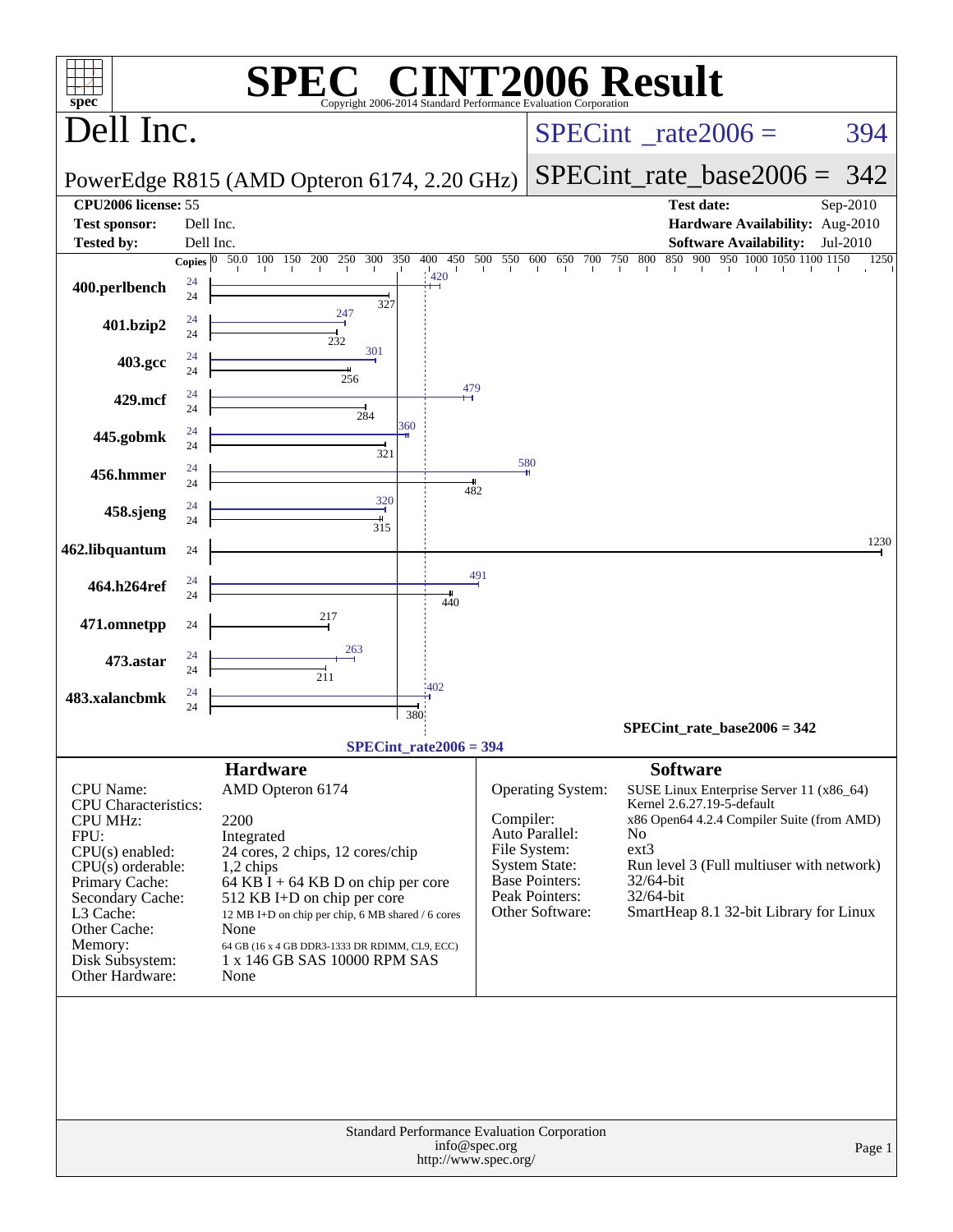# SPEC® CINT2006 Result

Copyright 2006-2014 Standard Performance Evaluation Corporation

## Dell Inc.

PowerEdge R815 (AMD Opteron 6174, 2.20 GHz)

SPECint_rate2006 = 394

SPECint_rate_base2006 = 342

| | | | |
|---|---|---|---|
| **CPU2006 license:** | 55 | **Test date:** | Sep-2010 |
| **Test sponsor:** | Dell Inc. | **Hardware Availability:** | Aug-2010 |
| **Tested by:** | Dell Inc. | **Software Availability:** | Jul-2010 |

| Benchmark | Copies (peak) | Copies (base) | Peak | Base |
|---|---|---|---|---|
| 400.perlbench | 24 | 24 | 420 | 327 |
| 401.bzip2 | 24 | 24 | 247 | 232 |
| 403.gcc | 24 | 24 | 301 | 256 |
| 429.mcf | 24 | 24 | 479 | 284 |
| 445.gobmk | 24 | 24 | 360 | 321 |
| 456.hmmer | 24 | 24 | 580 | 482 |
| 458.sjeng | 24 | 24 | 320 | 315 |
| 462.libquantum | | 24 | | 1230 |
| 464.h264ref | 24 | 24 | 491 | 440 |
| 471.omnetpp | | 24 | | 217 |
| 473.astar | 24 | 24 | 263 | 211 |
| 483.xalancbmk | 24 | 24 | 402 | 380 |

SPECint_rate_base2006 = 342

SPECint_rate2006 = 394

### Hardware

| | |
|---|---|
| CPU Name: | AMD Opteron 6174 |
| CPU Characteristics: | |
| CPU MHz: | 2200 |
| FPU: | Integrated |
| CPU(s) enabled: | 24 cores, 2 chips, 12 cores/chip |
| CPU(s) orderable: | 1,2 chips |
| Primary Cache: | 64 KB I + 64 KB D on chip per core |
| Secondary Cache: | 512 KB I+D on chip per core |
| L3 Cache: | 12 MB I+D on chip per chip, 6 MB shared / 6 cores |
| Other Cache: | None |
| Memory: | 64 GB (16 x 4 GB DDR3-1333 DR RDIMM, CL9, ECC) |
| Disk Subsystem: | 1 x 146 GB SAS 10000 RPM SAS |
| Other Hardware: | None |

### Software

| | |
|---|---|
| Operating System: | SUSE Linux Enterprise Server 11 (x86_64) Kernel 2.6.27.19-5-default |
| Compiler: | x86 Open64 4.2.4 Compiler Suite (from AMD) |
| Auto Parallel: | No |
| File System: | ext3 |
| System State: | Run level 3 (Full multiuser with network) |
| Base Pointers: | 32/64-bit |
| Peak Pointers: | 32/64-bit |
| Other Software: | SmartHeap 8.1 32-bit Library for Linux |

Standard Performance Evaluation Corporation
info@spec.org
http://www.spec.org/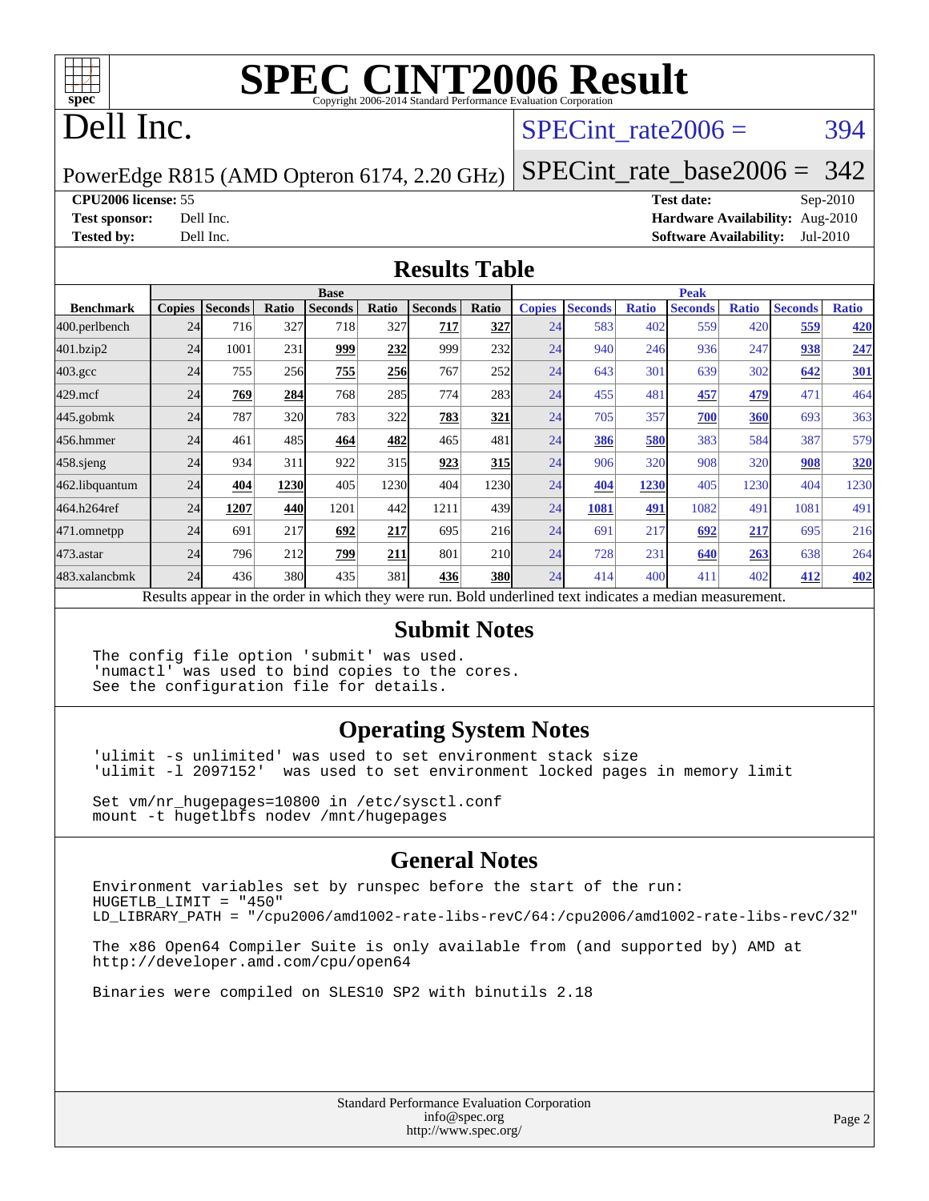# SPEC CINT2006 Result

Copyright 2006-2014 Standard Performance Evaluation Corporation

# Dell Inc.

PowerEdge R815 (AMD Opteron 6174, 2.20 GHz)

SPECint_rate2006 = 394

SPECint_rate_base2006 = 342

**CPU2006 license:** 55
**Test sponsor:** Dell Inc.
**Tested by:** Dell Inc.

**Test date:** Sep-2010
**Hardware Availability:** Aug-2010
**Software Availability:** Jul-2010

## Results Table

| Benchmark | Base | | | | | | | Peak | | | | | | |
|---|---|---|---|---|---|---|---|---|---|---|---|---|---|---|
| | Copies | Seconds | Ratio | Seconds | Ratio | Seconds | Ratio | Copies | Seconds | Ratio | Seconds | Ratio | Seconds | Ratio |
| 400.perlbench | 24 | 716 | 327 | 718 | 327 | **717** | **327** | 24 | 583 | 402 | 559 | 420 | **559** | **420** |
| 401.bzip2 | 24 | 1001 | 231 | **999** | **232** | 999 | 232 | 24 | 940 | 246 | 936 | 247 | **938** | **247** |
| 403.gcc | 24 | 755 | 256 | **755** | **256** | 767 | 252 | 24 | 643 | 301 | 639 | 302 | **642** | **301** |
| 429.mcf | 24 | **769** | **284** | 768 | 285 | 774 | 283 | 24 | 455 | 481 | **457** | **479** | 471 | 464 |
| 445.gobmk | 24 | 787 | 320 | 783 | 322 | **783** | **321** | 24 | 705 | 357 | **700** | **360** | 693 | 363 |
| 456.hmmer | 24 | 461 | 485 | **464** | **482** | 465 | 481 | 24 | **386** | **580** | 383 | 584 | 387 | 579 |
| 458.sjeng | 24 | 934 | 311 | 922 | 315 | **923** | **315** | 24 | 906 | 320 | 908 | 320 | **908** | **320** |
| 462.libquantum | 24 | **404** | **1230** | 405 | 1230 | 404 | 1230 | 24 | **404** | **1230** | 405 | 1230 | 404 | 1230 |
| 464.h264ref | 24 | **1207** | **440** | 1201 | 442 | 1211 | 439 | 24 | **1081** | **491** | 1082 | 491 | 1081 | 491 |
| 471.omnetpp | 24 | 691 | 217 | **692** | **217** | 695 | 216 | 24 | 691 | 217 | **692** | **217** | 695 | 216 |
| 473.astar | 24 | 796 | 212 | **799** | **211** | 801 | 210 | 24 | 728 | 231 | **640** | **263** | 638 | 264 |
| 483.xalancbmk | 24 | 436 | 380 | 435 | 381 | **436** | **380** | 24 | 414 | 400 | 411 | 402 | **412** | **402** |

Results appear in the order in which they were run. Bold underlined text indicates a median measurement.

## Submit Notes

```
The config file option 'submit' was used.
'numactl' was used to bind copies to the cores.
See the configuration file for details.
```

## Operating System Notes

```
'ulimit -s unlimited' was used to set environment stack size
'ulimit -l 2097152'  was used to set environment locked pages in memory limit

Set vm/nr_hugepages=10800 in /etc/sysctl.conf
mount -t hugetlbfs nodev /mnt/hugepages
```

## General Notes

```
Environment variables set by runspec before the start of the run:
HUGETLB_LIMIT = "450"
LD_LIBRARY_PATH = "/cpu2006/amd1002-rate-libs-revC/64:/cpu2006/amd1002-rate-libs-revC/32"

The x86 Open64 Compiler Suite is only available from (and supported by) AMD at
http://developer.amd.com/cpu/open64

Binaries were compiled on SLES10 SP2 with binutils 2.18
```

Standard Performance Evaluation Corporation
info@spec.org
http://www.spec.org/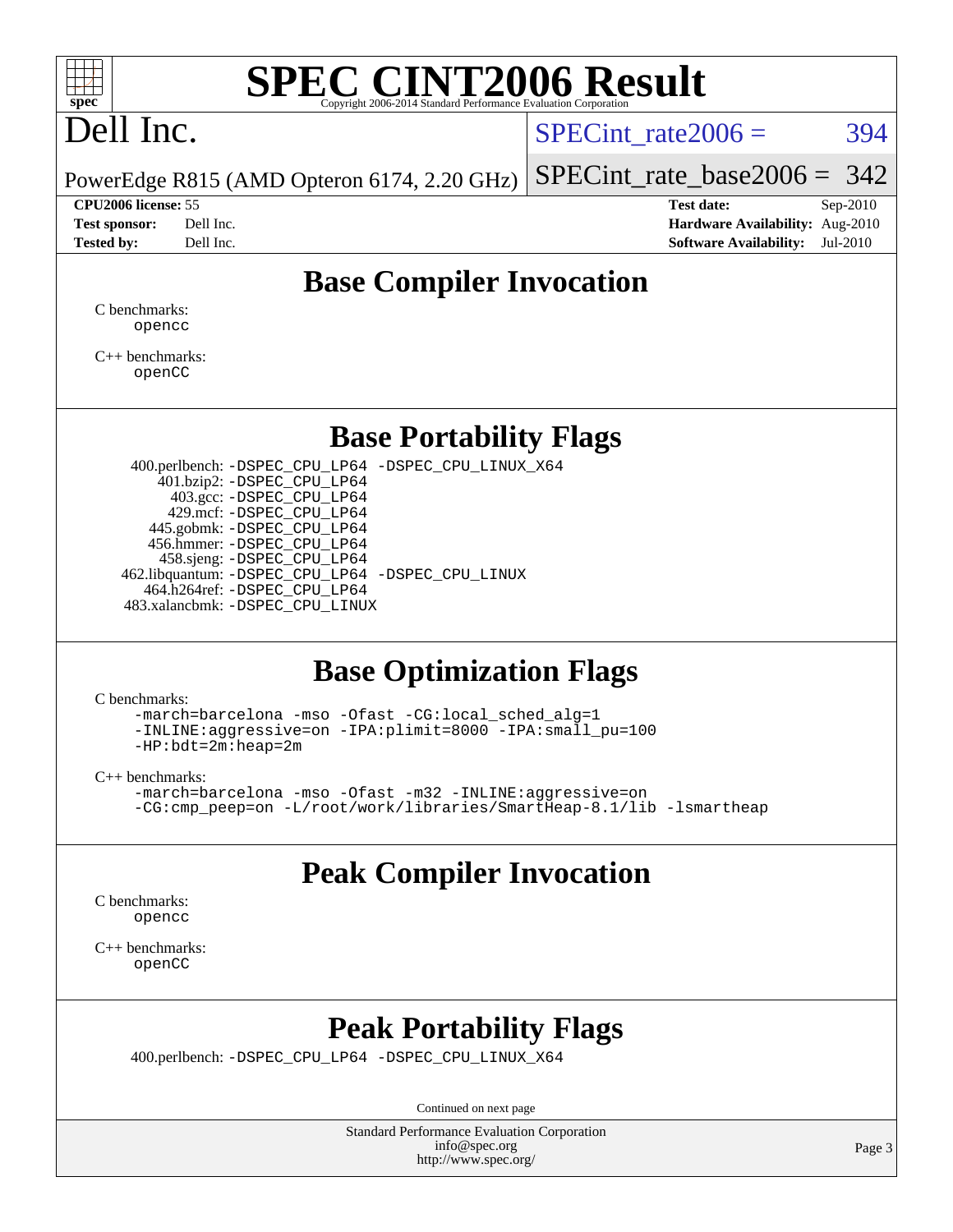# SPEC CINT2006 Result

Copyright 2006-2014 Standard Performance Evaluation Corporation

## Dell Inc.

PowerEdge R815 (AMD Opteron 6174, 2.20 GHz)

SPECint_rate2006 = 394

SPECint_rate_base2006 = 342

**CPU2006 license:** 55
**Test sponsor:** Dell Inc.
**Tested by:** Dell Inc.

**Test date:** Sep-2010
**Hardware Availability:** Aug-2010
**Software Availability:** Jul-2010

## Base Compiler Invocation

C benchmarks:
opencc

C++ benchmarks:
openCC

## Base Portability Flags

400.perlbench: -DSPEC_CPU_LP64 -DSPEC_CPU_LINUX_X64
401.bzip2: -DSPEC_CPU_LP64
403.gcc: -DSPEC_CPU_LP64
429.mcf: -DSPEC_CPU_LP64
445.gobmk: -DSPEC_CPU_LP64
456.hmmer: -DSPEC_CPU_LP64
458.sjeng: -DSPEC_CPU_LP64
462.libquantum: -DSPEC_CPU_LP64 -DSPEC_CPU_LINUX
464.h264ref: -DSPEC_CPU_LP64
483.xalancbmk: -DSPEC_CPU_LINUX

## Base Optimization Flags

C benchmarks:

```
-march=barcelona -mso -Ofast -CG:local_sched_alg=1
-INLINE:aggressive=on -IPA:plimit=8000 -IPA:small_pu=100
-HP:bdt=2m:heap=2m
```

C++ benchmarks:

```
-march=barcelona -mso -Ofast -m32 -INLINE:aggressive=on
-CG:cmp_peep=on -L/root/work/libraries/SmartHeap-8.1/lib -lsmartheap
```

## Peak Compiler Invocation

C benchmarks:
opencc

C++ benchmarks:
openCC

## Peak Portability Flags

400.perlbench: -DSPEC_CPU_LP64 -DSPEC_CPU_LINUX_X64

Continued on next page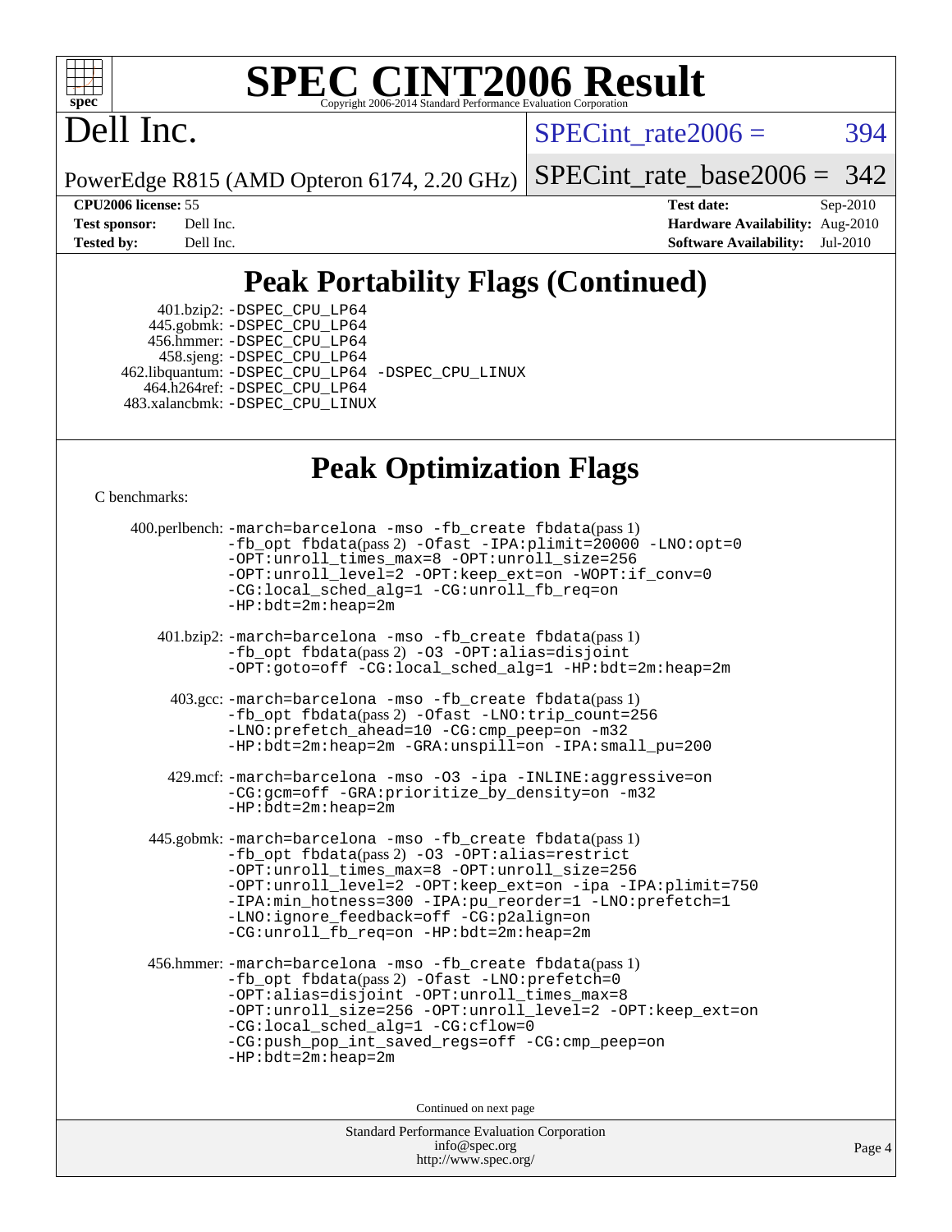# Peak Portability Flags (Continued)

401.bzip2: -DSPEC_CPU_LP64
445.gobmk: -DSPEC_CPU_LP64
456.hmmer: -DSPEC_CPU_LP64
458.sjeng: -DSPEC_CPU_LP64
462.libquantum: -DSPEC_CPU_LP64 -DSPEC_CPU_LINUX
464.h264ref: -DSPEC_CPU_LP64
483.xalancbmk: -DSPEC_CPU_LINUX

# Peak Optimization Flags

C benchmarks:

400.perlbench: -march=barcelona -mso -fb_create fbdata(pass 1) -fb_opt fbdata(pass 2) -Ofast -IPA:plimit=20000 -LNO:opt=0 -OPT:unroll_times_max=8 -OPT:unroll_size=256 -OPT:unroll_level=2 -OPT:keep_ext=on -WOPT:if_conv=0 -CG:local_sched_alg=1 -CG:unroll_fb_req=on -HP:bdt=2m:heap=2m

401.bzip2: -march=barcelona -mso -fb_create fbdata(pass 1) -fb_opt fbdata(pass 2) -O3 -OPT:alias=disjoint -OPT:goto=off -CG:local_sched_alg=1 -HP:bdt=2m:heap=2m

403.gcc: -march=barcelona -mso -fb_create fbdata(pass 1) -fb_opt fbdata(pass 2) -Ofast -LNO:trip_count=256 -LNO:prefetch_ahead=10 -CG:cmp_peep=on -m32 -HP:bdt=2m:heap=2m -GRA:unspill=on -IPA:small_pu=200

429.mcf: -march=barcelona -mso -O3 -ipa -INLINE:aggressive=on -CG:gcm=off -GRA:prioritize_by_density=on -m32 -HP:bdt=2m:heap=2m

445.gobmk: -march=barcelona -mso -fb_create fbdata(pass 1) -fb_opt fbdata(pass 2) -O3 -OPT:alias=restrict -OPT:unroll_times_max=8 -OPT:unroll_size=256 -OPT:unroll_level=2 -OPT:keep_ext=on -ipa -IPA:plimit=750 -IPA:min_hotness=300 -IPA:pu_reorder=1 -LNO:prefetch=1 -LNO:ignore_feedback=off -CG:p2align=on -CG:unroll_fb_req=on -HP:bdt=2m:heap=2m

456.hmmer: -march=barcelona -mso -fb_create fbdata(pass 1) -fb_opt fbdata(pass 2) -Ofast -LNO:prefetch=0 -OPT:alias=disjoint -OPT:unroll_times_max=8 -OPT:unroll_size=256 -OPT:unroll_level=2 -OPT:keep_ext=on -CG:local_sched_alg=1 -CG:cflow=0 -CG:push_pop_int_saved_regs=off -CG:cmp_peep=on -HP:bdt=2m:heap=2m

Continued on next page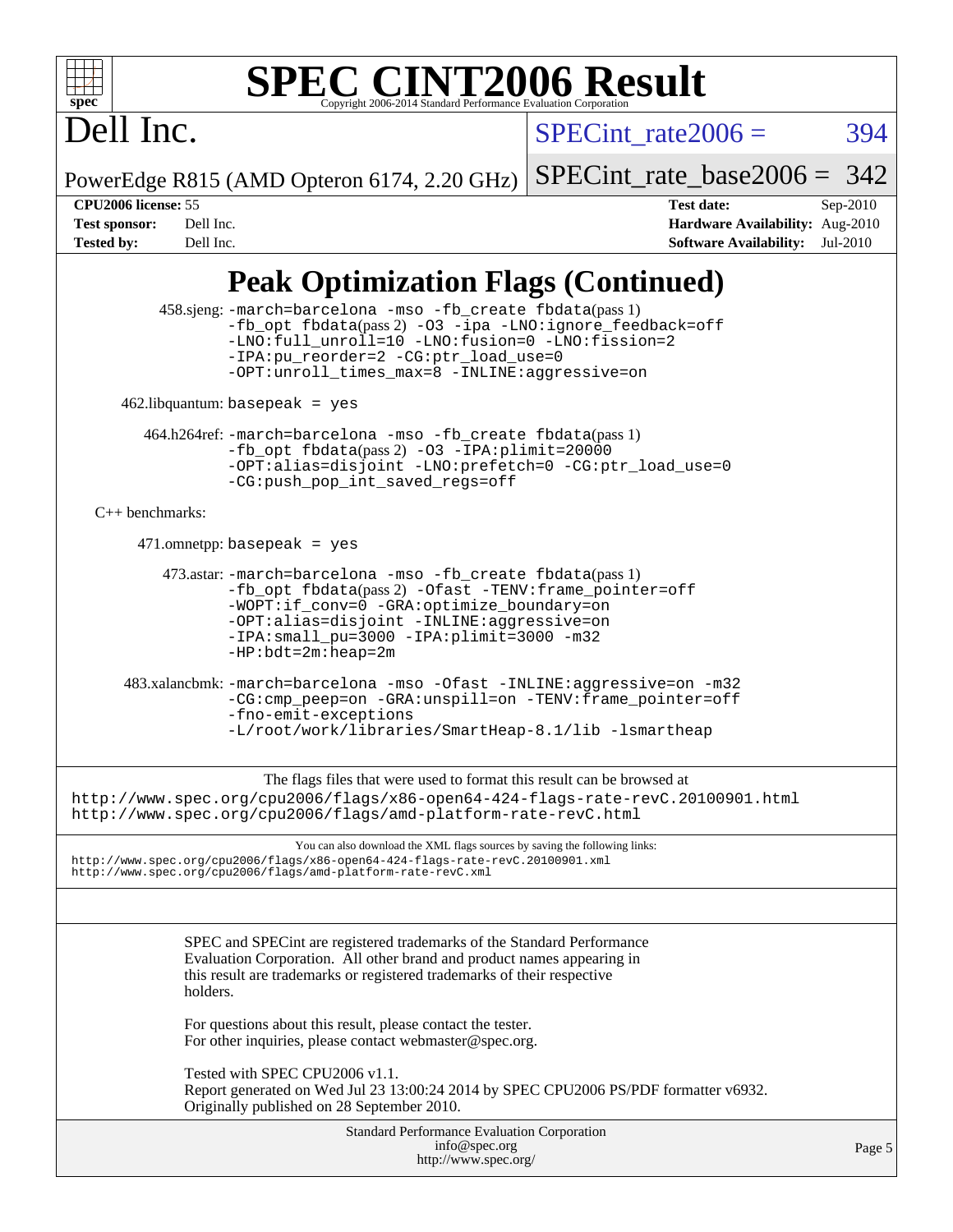# Peak Optimization Flags (Continued)

458.sjeng: -march=barcelona -mso -fb_create fbdata(pass 1) -fb_opt fbdata(pass 2) -O3 -ipa -LNO:ignore_feedback=off -LNO:full_unroll=10 -LNO:fusion=0 -LNO:fission=2 -IPA:pu_reorder=2 -CG:ptr_load_use=0 -OPT:unroll_times_max=8 -INLINE:aggressive=on

462.libquantum: basepeak = yes

464.h264ref: -march=barcelona -mso -fb_create fbdata(pass 1) -fb_opt fbdata(pass 2) -O3 -IPA:plimit=20000 -OPT:alias=disjoint -LNO:prefetch=0 -CG:ptr_load_use=0 -CG:push_pop_int_saved_regs=off

C++ benchmarks:

471.omnetpp: basepeak = yes

473.astar: -march=barcelona -mso -fb_create fbdata(pass 1) -fb_opt fbdata(pass 2) -Ofast -TENV:frame_pointer=off -WOPT:if_conv=0 -GRA:optimize_boundary=on -OPT:alias=disjoint -INLINE:aggressive=on -IPA:small_pu=3000 -IPA:plimit=3000 -m32 -HP:bdt=2m:heap=2m

483.xalancbmk: -march=barcelona -mso -Ofast -INLINE:aggressive=on -m32 -CG:cmp_peep=on -GRA:unspill=on -TENV:frame_pointer=off -fno-emit-exceptions -L/root/work/libraries/SmartHeap-8.1/lib -lsmartheap

The flags files that were used to format this result can be browsed at
http://www.spec.org/cpu2006/flags/x86-open64-424-flags-rate-revC.20100901.html
http://www.spec.org/cpu2006/flags/amd-platform-rate-revC.html

You can also download the XML flags sources by saving the following links:
http://www.spec.org/cpu2006/flags/x86-open64-424-flags-rate-revC.20100901.xml
http://www.spec.org/cpu2006/flags/amd-platform-rate-revC.xml

SPEC and SPECint are registered trademarks of the Standard Performance Evaluation Corporation. All other brand and product names appearing in this result are trademarks or registered trademarks of their respective holders.

For questions about this result, please contact the tester.
For other inquiries, please contact webmaster@spec.org.

Tested with SPEC CPU2006 v1.1.
Report generated on Wed Jul 23 13:00:24 2014 by SPEC CPU2006 PS/PDF formatter v6932.
Originally published on 28 September 2010.